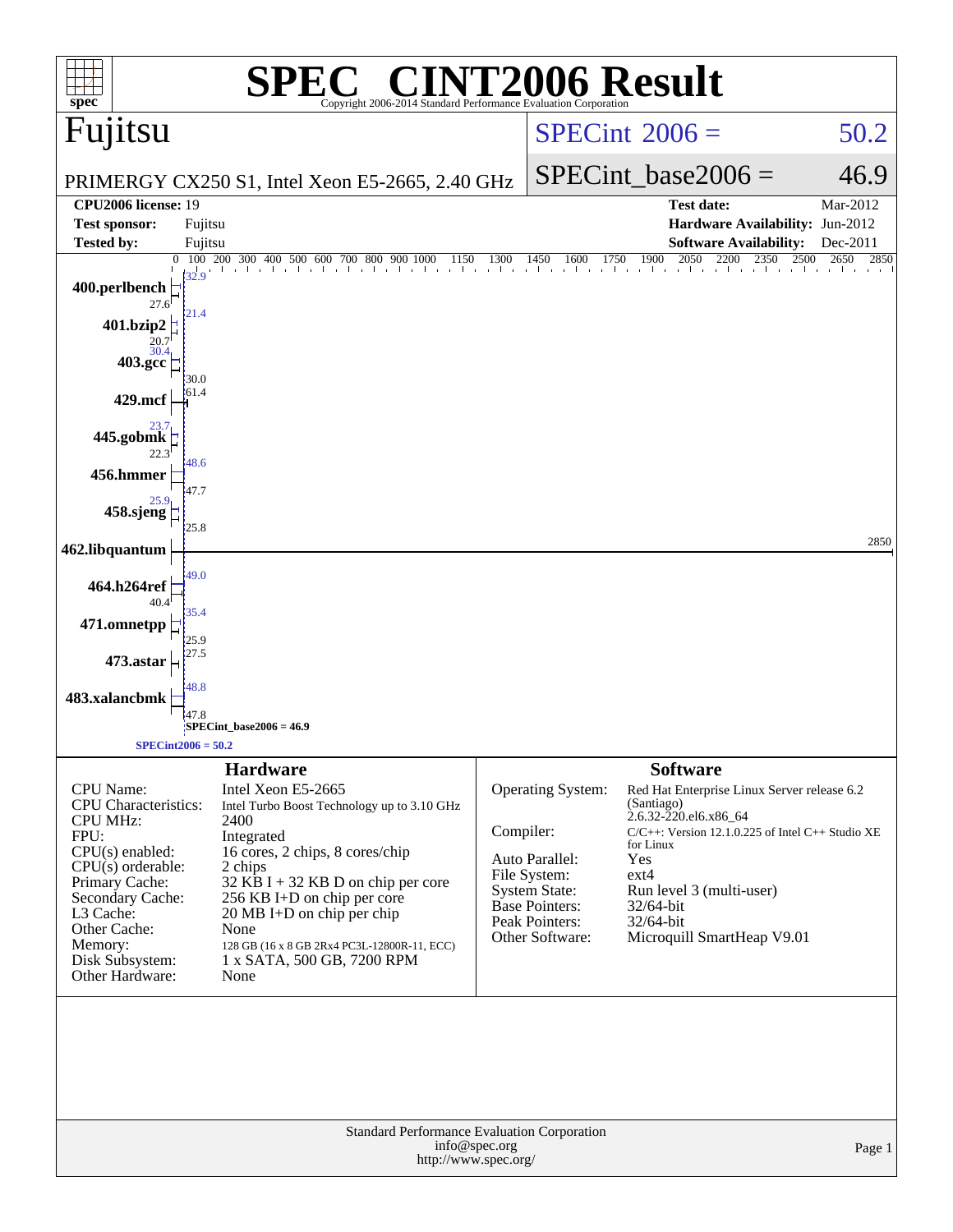# SPEC® CINT2006 Result

Copyright 2006-2014 Standard Performance Evaluation Corporation

## Fujitsu

PRIMERGY CX250 S1, Intel Xeon E5-2665, 2.40 GHz

SPECint 2006 = 50.2

SPECint_base2006 = 46.9

| | | | |
|---|---|---|---|
| **CPU2006 license:** | 19 | **Test date:** | Mar-2012 |
| **Test sponsor:** | Fujitsu | **Hardware Availability:** | Jun-2012 |
| **Tested by:** | Fujitsu | **Software Availability:** | Dec-2011 |

| Benchmark | Peak | Base |
|---|---|---|
| 400.perlbench | 32.9 | 27.6 |
| 401.bzip2 | 21.4 | 20.7 |
| 403.gcc | 30.4 | 30.0 |
| 429.mcf | 61.4 | |
| 445.gobmk | 23.7 | 22.3 |
| 456.hmmer | 48.6 | 47.7 |
| 458.sjeng | 25.9 | 25.8 |
| 462.libquantum | 2850 | |
| 464.h264ref | 49.0 | 40.4 |
| 471.omnetpp | 35.4 | 25.9 |
| 473.astar | 27.5 | |
| 483.xalancbmk | 48.8 | 47.8 |

SPECint_base2006 = 46.9

SPECint2006 = 50.2

## Hardware

| | |
|---|---|
| CPU Name: | Intel Xeon E5-2665 |
| CPU Characteristics: | Intel Turbo Boost Technology up to 3.10 GHz |
| CPU MHz: | 2400 |
| FPU: | Integrated |
| CPU(s) enabled: | 16 cores, 2 chips, 8 cores/chip |
| CPU(s) orderable: | 2 chips |
| Primary Cache: | 32 KB I + 32 KB D on chip per core |
| Secondary Cache: | 256 KB I+D on chip per core |
| L3 Cache: | 20 MB I+D on chip per chip |
| Other Cache: | None |
| Memory: | 128 GB (16 x 8 GB 2Rx4 PC3L-12800R-11, ECC) |
| Disk Subsystem: | 1 x SATA, 500 GB, 7200 RPM |
| Other Hardware: | None |

## Software

| | |
|---|---|
| Operating System: | Red Hat Enterprise Linux Server release 6.2 (Santiago) 2.6.32-220.el6.x86_64 |
| Compiler: | C/C++: Version 12.1.0.225 of Intel C++ Studio XE for Linux |
| Auto Parallel: | Yes |
| File System: | ext4 |
| System State: | Run level 3 (multi-user) |
| Base Pointers: | 32/64-bit |
| Peak Pointers: | 32/64-bit |
| Other Software: | Microquill SmartHeap V9.01 |

Standard Performance Evaluation Corporation
info@spec.org
http://www.spec.org/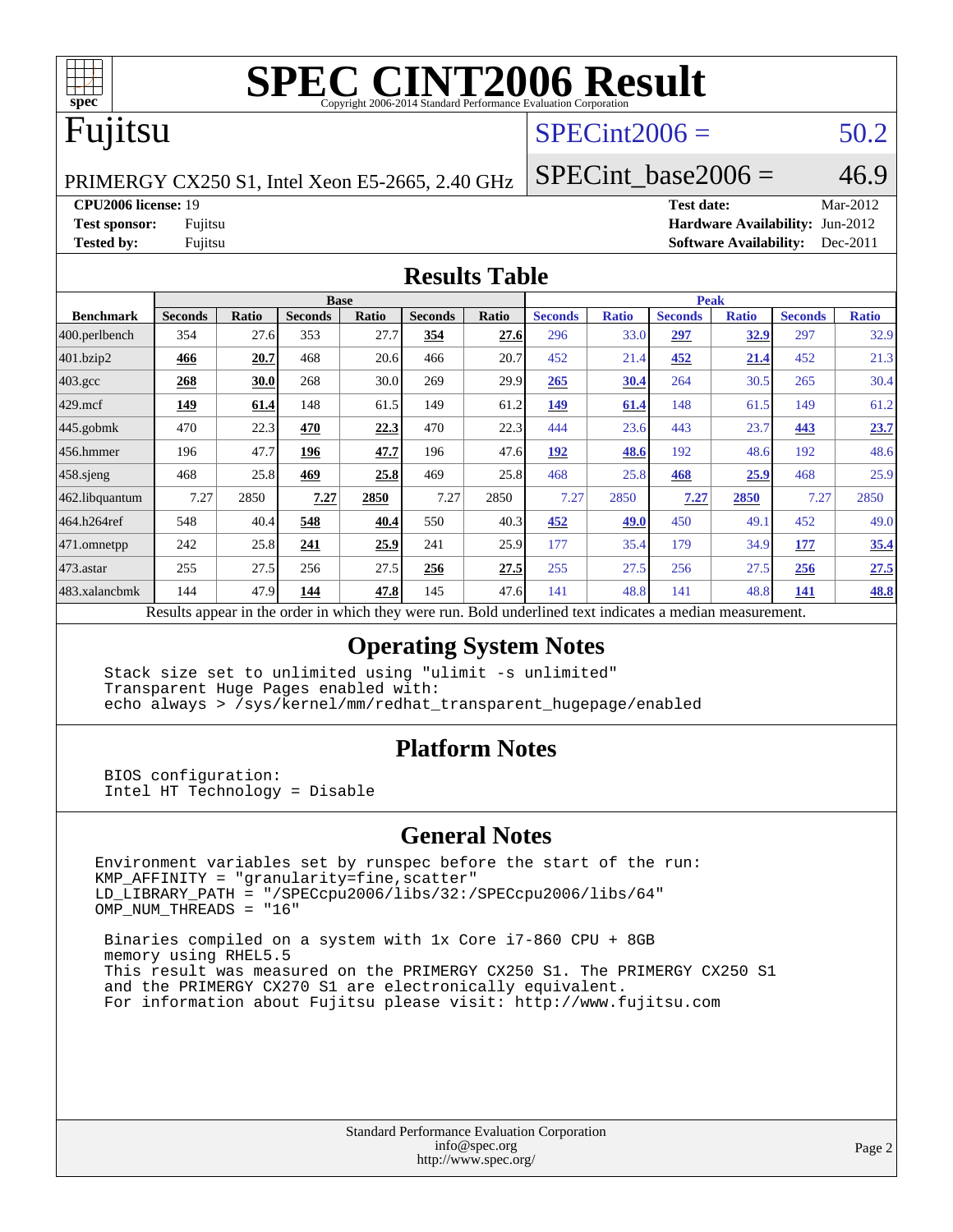# SPEC CINT2006 Result

Copyright 2006-2014 Standard Performance Evaluation Corporation

# Fujitsu

PRIMERGY CX250 S1, Intel Xeon E5-2665, 2.40 GHz

SPECint2006 = 50.2

SPECint_base2006 = 46.9

| | | | |
|---|---|---|---|
| **CPU2006 license:** 19 | | **Test date:** | Mar-2012 |
| **Test sponsor:** | Fujitsu | **Hardware Availability:** | Jun-2012 |
| **Tested by:** | Fujitsu | **Software Availability:** | Dec-2011 |

## Results Table

| Benchmark | Base | | | | | | Peak | | | | | |
|---|---|---|---|---|---|---|---|---|---|---|---|---|
| | Seconds | Ratio | Seconds | Ratio | Seconds | Ratio | Seconds | Ratio | Seconds | Ratio | Seconds | Ratio |
| 400.perlbench | 354 | 27.6 | 353 | 27.7 | **354** | **27.6** | 296 | 33.0 | **297** | **32.9** | 297 | 32.9 |
| 401.bzip2 | **466** | **20.7** | 468 | 20.6 | 466 | 20.7 | 452 | 21.4 | **452** | **21.4** | 452 | 21.3 |
| 403.gcc | **268** | **30.0** | 268 | 30.0 | 269 | 29.9 | **265** | **30.4** | 264 | 30.5 | 265 | 30.4 |
| 429.mcf | **149** | **61.4** | 148 | 61.5 | 149 | 61.2 | **149** | **61.4** | 148 | 61.5 | 149 | 61.2 |
| 445.gobmk | 470 | 22.3 | **470** | **22.3** | 470 | 22.3 | 444 | 23.6 | 443 | 23.7 | **443** | **23.7** |
| 456.hmmer | 196 | 47.7 | **196** | **47.7** | 196 | 47.6 | **192** | **48.6** | 192 | 48.6 | 192 | 48.6 |
| 458.sjeng | 468 | 25.8 | **469** | **25.8** | 469 | 25.8 | 468 | 25.8 | **468** | **25.9** | 468 | 25.9 |
| 462.libquantum | 7.27 | 2850 | **7.27** | **2850** | 7.27 | 2850 | 7.27 | 2850 | **7.27** | **2850** | 7.27 | 2850 |
| 464.h264ref | 548 | 40.4 | **548** | **40.4** | 550 | 40.3 | **452** | **49.0** | 450 | 49.1 | 452 | 49.0 |
| 471.omnetpp | 242 | 25.8 | **241** | **25.9** | 241 | 25.9 | 177 | 35.4 | 179 | 34.9 | **177** | **35.4** |
| 473.astar | 255 | 27.5 | 256 | 27.5 | **256** | **27.5** | 255 | 27.5 | 256 | 27.5 | **256** | **27.5** |
| 483.xalancbmk | 144 | 47.9 | **144** | **47.8** | 145 | 47.6 | 141 | 48.8 | 141 | 48.8 | **141** | **48.8** |

Results appear in the order in which they were run. Bold underlined text indicates a median measurement.

## Operating System Notes

```
Stack size set to unlimited using "ulimit -s unlimited"
Transparent Huge Pages enabled with:
echo always > /sys/kernel/mm/redhat_transparent_hugepage/enabled
```

## Platform Notes

```
BIOS configuration:
Intel HT Technology = Disable
```

## General Notes

```
Environment variables set by runspec before the start of the run:
KMP_AFFINITY = "granularity=fine,scatter"
LD_LIBRARY_PATH = "/SPECcpu2006/libs/32:/SPECcpu2006/libs/64"
OMP_NUM_THREADS = "16"

 Binaries compiled on a system with 1x Core i7-860 CPU + 8GB
 memory using RHEL5.5
 This result was measured on the PRIMERGY CX250 S1. The PRIMERGY CX250 S1
 and the PRIMERGY CX270 S1 are electronically equivalent.
 For information about Fujitsu please visit: http://www.fujitsu.com
```

Standard Performance Evaluation Corporation
info@spec.org
http://www.spec.org/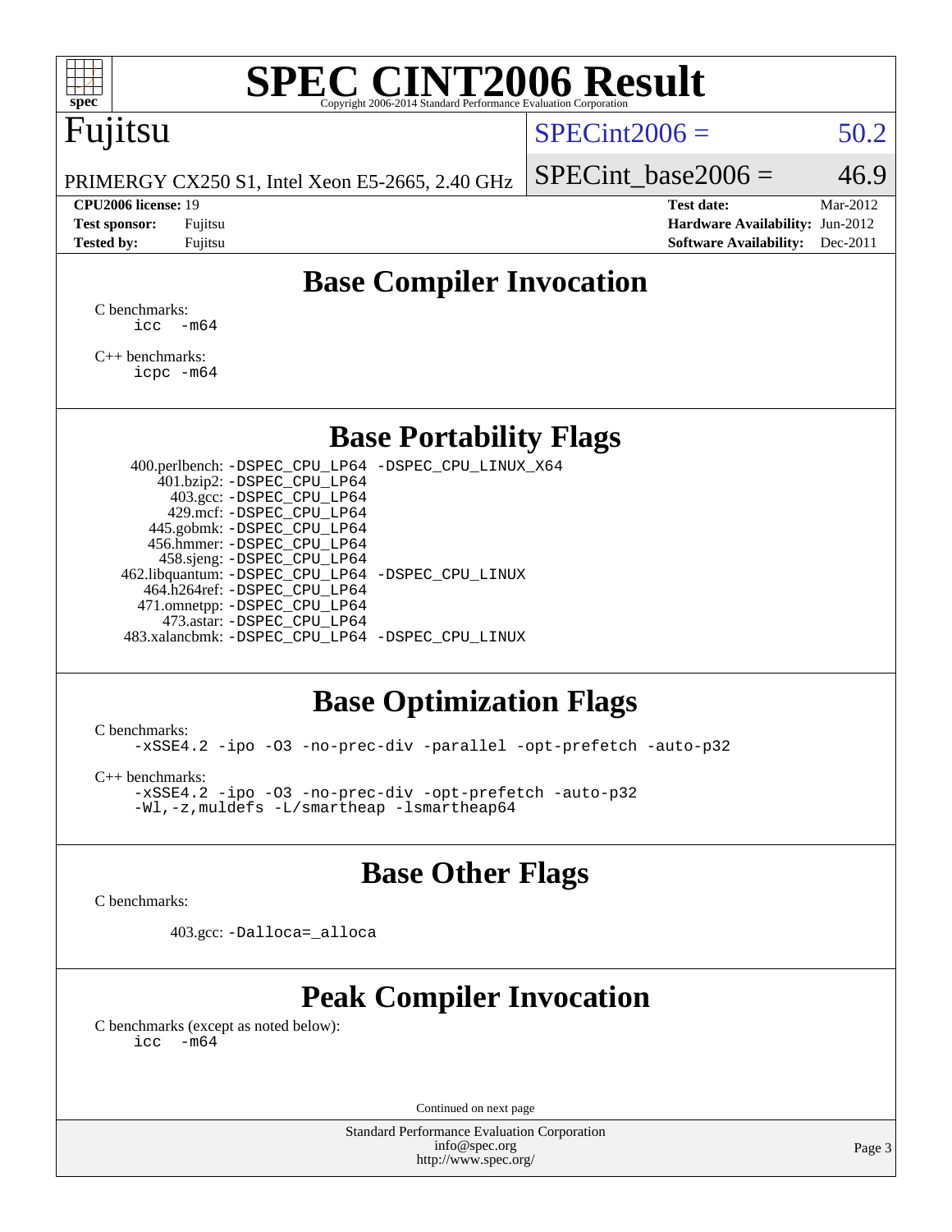# SPEC CINT2006 Result

Copyright 2006-2014 Standard Performance Evaluation Corporation

## Fujitsu

PRIMERGY CX250 S1, Intel Xeon E5-2665, 2.40 GHz

SPECint2006 = 50.2

SPECint_base2006 = 46.9

**CPU2006 license:** 19
**Test sponsor:** Fujitsu
**Tested by:** Fujitsu

**Test date:** Mar-2012
**Hardware Availability:** Jun-2012
**Software Availability:** Dec-2011

## Base Compiler Invocation

C benchmarks:
    icc -m64

C++ benchmarks:
    icpc -m64

## Base Portability Flags

400.perlbench: -DSPEC_CPU_LP64 -DSPEC_CPU_LINUX_X64
401.bzip2: -DSPEC_CPU_LP64
403.gcc: -DSPEC_CPU_LP64
429.mcf: -DSPEC_CPU_LP64
445.gobmk: -DSPEC_CPU_LP64
456.hmmer: -DSPEC_CPU_LP64
458.sjeng: -DSPEC_CPU_LP64
462.libquantum: -DSPEC_CPU_LP64 -DSPEC_CPU_LINUX
464.h264ref: -DSPEC_CPU_LP64
471.omnetpp: -DSPEC_CPU_LP64
473.astar: -DSPEC_CPU_LP64
483.xalancbmk: -DSPEC_CPU_LP64 -DSPEC_CPU_LINUX

## Base Optimization Flags

C benchmarks:
    -xSSE4.2 -ipo -O3 -no-prec-div -parallel -opt-prefetch -auto-p32

C++ benchmarks:
    -xSSE4.2 -ipo -O3 -no-prec-div -opt-prefetch -auto-p32
    -Wl,-z,muldefs -L/smartheap -lsmartheap64

## Base Other Flags

C benchmarks:

403.gcc: -Dalloca=_alloca

## Peak Compiler Invocation

C benchmarks (except as noted below):
    icc -m64

Continued on next page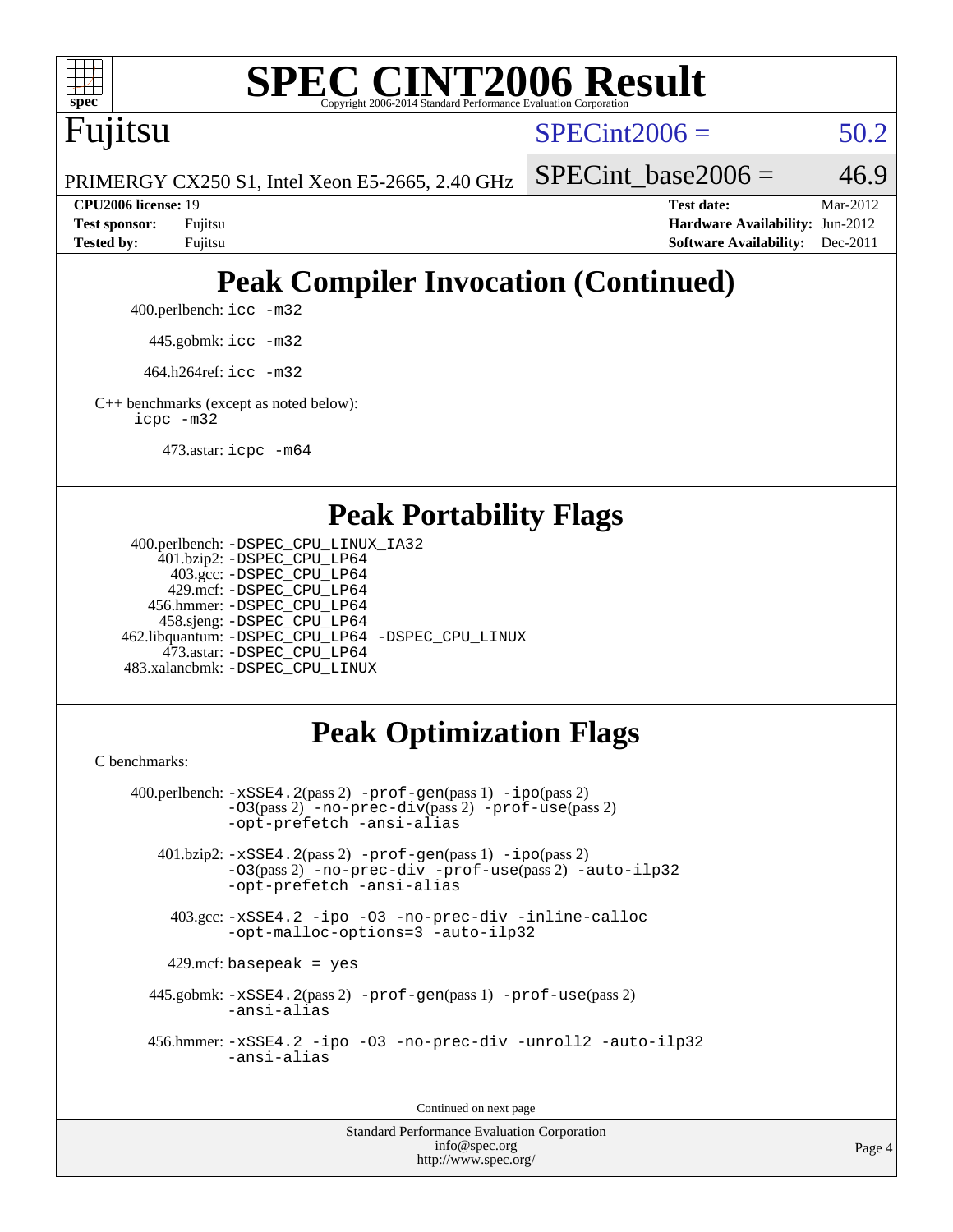# Peak Compiler Invocation (Continued)

400.perlbench: `icc -m32`

445.gobmk: `icc -m32`

464.h264ref: `icc -m32`

C++ benchmarks (except as noted below):
`icpc -m32`

473.astar: `icpc -m64`

# Peak Portability Flags

400.perlbench: `-DSPEC_CPU_LINUX_IA32`
401.bzip2: `-DSPEC_CPU_LP64`
403.gcc: `-DSPEC_CPU_LP64`
429.mcf: `-DSPEC_CPU_LP64`
456.hmmer: `-DSPEC_CPU_LP64`
458.sjeng: `-DSPEC_CPU_LP64`
462.libquantum: `-DSPEC_CPU_LP64 -DSPEC_CPU_LINUX`
473.astar: `-DSPEC_CPU_LP64`
483.xalancbmk: `-DSPEC_CPU_LINUX`

# Peak Optimization Flags

C benchmarks:

400.perlbench: `-xSSE4.2`(pass 2) `-prof-gen`(pass 1) `-ipo`(pass 2) `-O3`(pass 2) `-no-prec-div`(pass 2) `-prof-use`(pass 2) `-opt-prefetch -ansi-alias`

401.bzip2: `-xSSE4.2`(pass 2) `-prof-gen`(pass 1) `-ipo`(pass 2) `-O3`(pass 2) `-no-prec-div -prof-use`(pass 2) `-auto-ilp32 -opt-prefetch -ansi-alias`

403.gcc: `-xSSE4.2 -ipo -O3 -no-prec-div -inline-calloc -opt-malloc-options=3 -auto-ilp32`

429.mcf: `basepeak = yes`

445.gobmk: `-xSSE4.2`(pass 2) `-prof-gen`(pass 1) `-prof-use`(pass 2) `-ansi-alias`

456.hmmer: `-xSSE4.2 -ipo -O3 -no-prec-div -unroll2 -auto-ilp32 -ansi-alias`

Continued on next page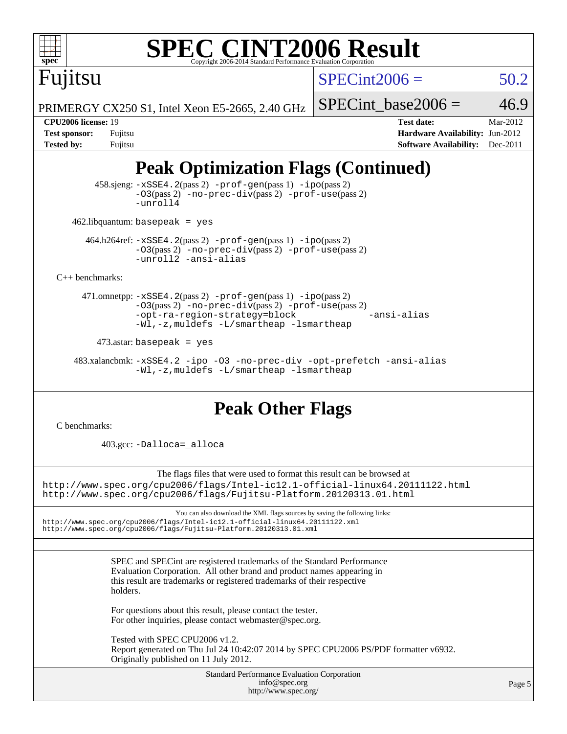# SPEC CINT2006 Result

Copyright 2006-2014 Standard Performance Evaluation Corporation

Fujitsu

PRIMERGY CX250 S1, Intel Xeon E5-2665, 2.40 GHz

SPECint2006 = 50.2

SPECint_base2006 = 46.9

| | | | |
|---|---|---|---|
| **CPU2006 license:** | 19 | **Test date:** | Mar-2012 |
| **Test sponsor:** | Fujitsu | **Hardware Availability:** | Jun-2012 |
| **Tested by:** | Fujitsu | **Software Availability:** | Dec-2011 |

## Peak Optimization Flags (Continued)

458.sjeng: -xSSE4.2(pass 2) -prof-gen(pass 1) -ipo(pass 2) -O3(pass 2) -no-prec-div(pass 2) -prof-use(pass 2) -unroll4

462.libquantum: basepeak = yes

464.h264ref: -xSSE4.2(pass 2) -prof-gen(pass 1) -ipo(pass 2) -O3(pass 2) -no-prec-div(pass 2) -prof-use(pass 2) -unroll2 -ansi-alias

C++ benchmarks:

471.omnetpp: -xSSE4.2(pass 2) -prof-gen(pass 1) -ipo(pass 2) -O3(pass 2) -no-prec-div(pass 2) -prof-use(pass 2) -opt-ra-region-strategy=block -ansi-alias -Wl,-z,muldefs -L/smartheap -lsmartheap

473.astar: basepeak = yes

483.xalancbmk: -xSSE4.2 -ipo -O3 -no-prec-div -opt-prefetch -ansi-alias -Wl,-z,muldefs -L/smartheap -lsmartheap

## Peak Other Flags

C benchmarks:

403.gcc: -Dalloca=_alloca

The flags files that were used to format this result can be browsed at
http://www.spec.org/cpu2006/flags/Intel-ic12.1-official-linux64.20111122.html
http://www.spec.org/cpu2006/flags/Fujitsu-Platform.20120313.01.html

You can also download the XML flags sources by saving the following links:
http://www.spec.org/cpu2006/flags/Intel-ic12.1-official-linux64.20111122.xml
http://www.spec.org/cpu2006/flags/Fujitsu-Platform.20120313.01.xml

SPEC and SPECint are registered trademarks of the Standard Performance Evaluation Corporation. All other brand and product names appearing in this result are trademarks or registered trademarks of their respective holders.

For questions about this result, please contact the tester.
For other inquiries, please contact webmaster@spec.org.

Tested with SPEC CPU2006 v1.2.
Report generated on Thu Jul 24 10:42:07 2014 by SPEC CPU2006 PS/PDF formatter v6932.
Originally published on 11 July 2012.

Standard Performance Evaluation Corporation
info@spec.org
http://www.spec.org/